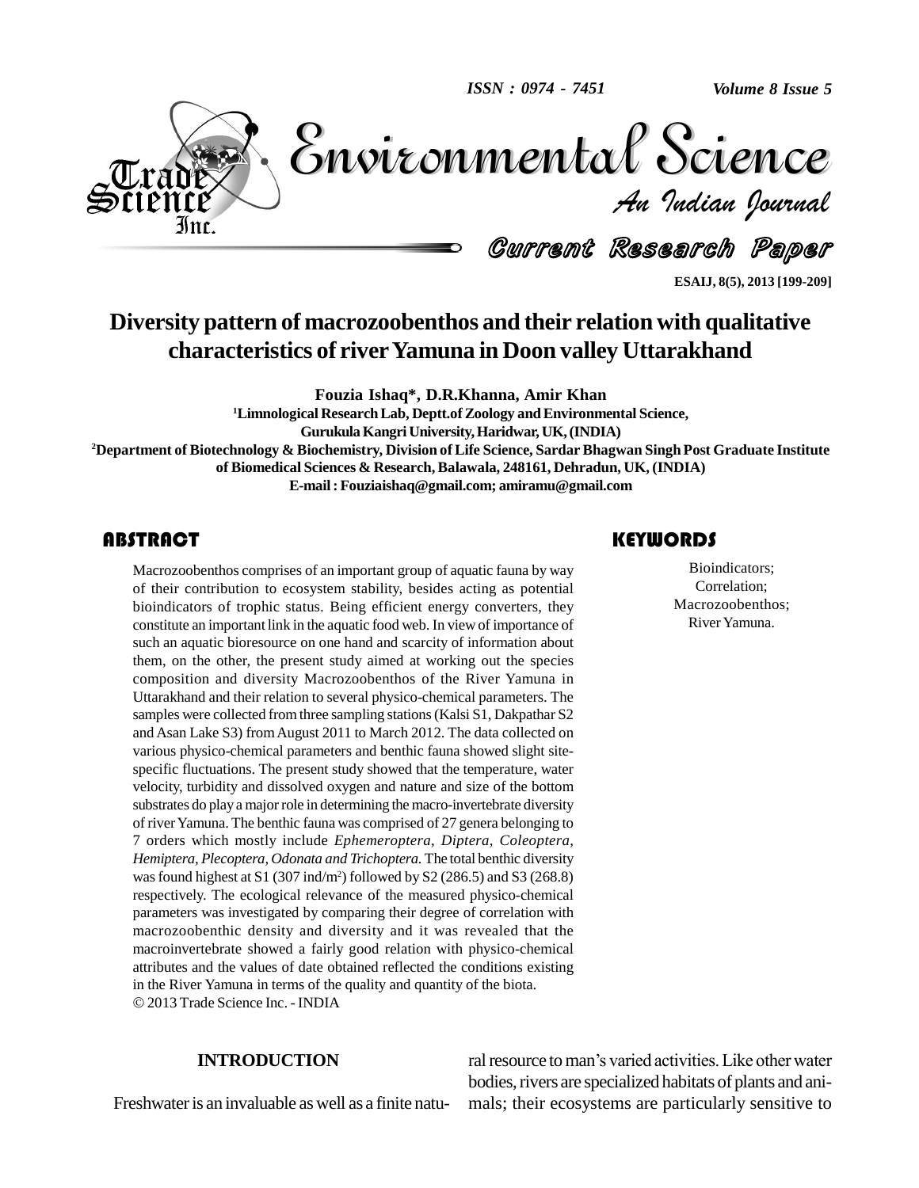# Diversity pattern of macrozoobenthos and their relation with qualitative characteristics of river Yamuna in Doon valley Uttarakhand

**Fouzia Ishaq*, D.R.Khanna, Amir Khan**

[1]Limnological Research Lab, Deptt.of Zoology and Environmental Science, Gurukula Kangri University, Haridwar, UK, (INDIA)

[2]Department of Biotechnology & Biochemistry, Division of Life Science, Sardar Bhagwan Singh Post Graduate Institute of Biomedical Sciences & Research, Balawala, 248161, Dehradun, UK, (INDIA)

E-mail : Fouziaishaq@gmail.com; amiramu@gmail.com

## ABSTRACT

Macrozoobenthos comprises of an important group of aquatic fauna by way of their contribution to ecosystem stability, besides acting as potential bioindicators of trophic status. Being efficient energy converters, they constitute an important link in the aquatic food web. In view of importance of such an aquatic bioresource on one hand and scarcity of information about them, on the other, the present study aimed at working out the species composition and diversity Macrozoobenthos of the River Yamuna in Uttarakhand and their relation to several physico-chemical parameters. The samples were collected from three sampling stations (Kalsi S1, Dakpathar S2 and Asan Lake S3) from August 2011 to March 2012. The data collected on various physico-chemical parameters and benthic fauna showed slight site-specific fluctuations. The present study showed that the temperature, water velocity, turbidity and dissolved oxygen and nature and size of the bottom substrates do play a major role in determining the macro-invertebrate diversity of river Yamuna. The benthic fauna was comprised of 27 genera belonging to 7 orders which mostly include *Ephemeroptera, Diptera, Coleoptera, Hemiptera, Plecoptera, Odonata and Trichoptera.* The total benthic diversity was found highest at S1 (307 ind/m$^2$) followed by S2 (286.5) and S3 (268.8) respectively. The ecological relevance of the measured physico-chemical parameters was investigated by comparing their degree of correlation with macrozoobenthic density and diversity and it was revealed that the macroinvertebrate showed a fairly good relation with physico-chemical attributes and the values of date obtained reflected the conditions existing in the River Yamuna in terms of the quality and quantity of the biota.

© 2013 Trade Science Inc. - INDIA

## KEYWORDS

Bioindicators;
Correlation;
Macrozoobenthos;
River Yamuna.

## INTRODUCTION

Freshwater is an invaluable as well as a finite natural resource to man's varied activities. Like other water bodies, rivers are specialized habitats of plants and animals; their ecosystems are particularly sensitive to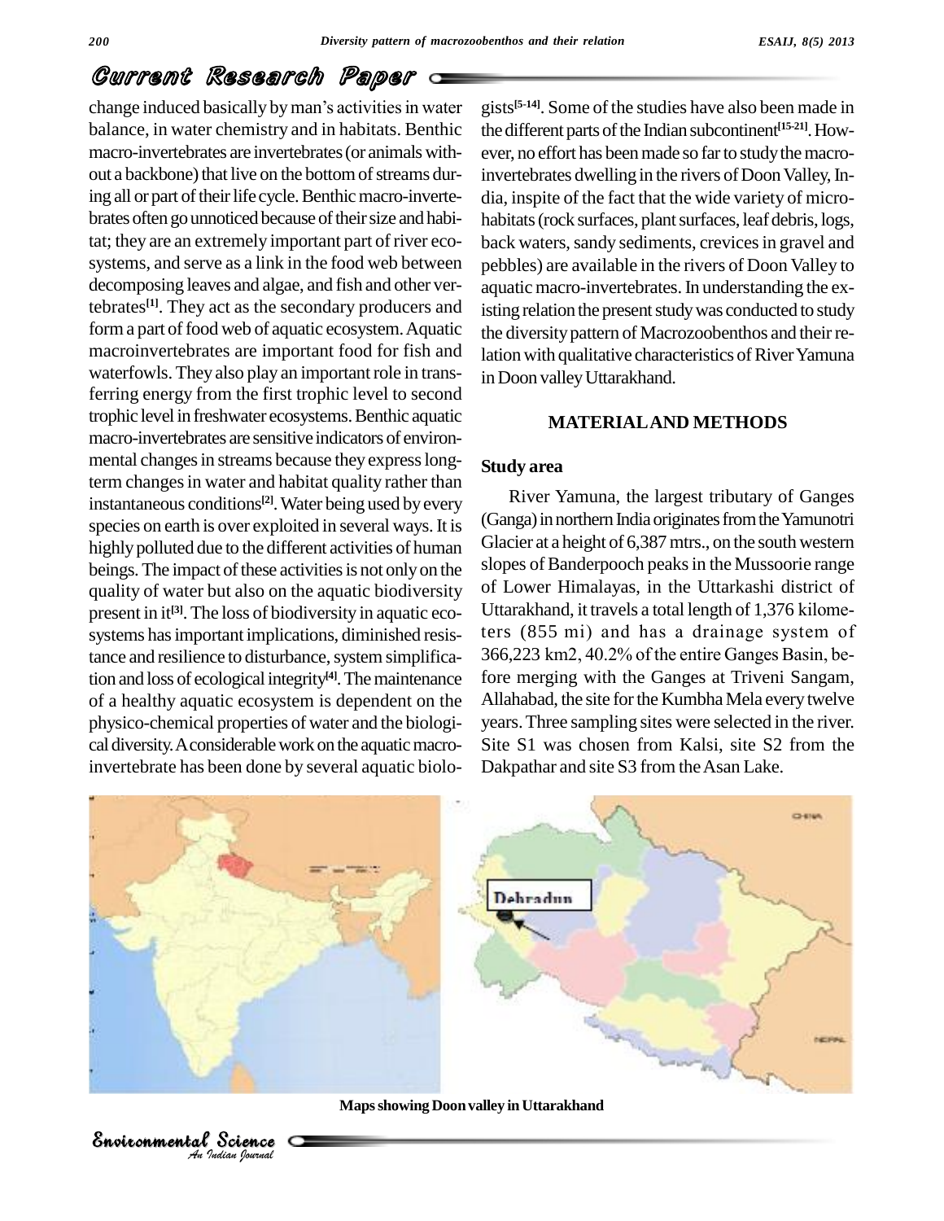change induced basically by man's activities in water balance, in water chemistry and in habitats. Benthic macro-invertebrates are invertebrates (or animals without a backbone) that live on the bottom of streams during all or part of their life cycle. Benthic macro-invertebrates often go unnoticed because of their size and habitat; they are an extremely important part of river ecosystems, and serve as a link in the food web between decomposing leaves and algae, and fish and other vertebrates[1]. They act as the secondary producers and form a part of food web of aquatic ecosystem. Aquatic macroinvertebrates are important food for fish and waterfowls. They also play an important role in transferring energy from the first trophic level to second trophic level in freshwater ecosystems. Benthic aquatic macro-invertebrates are sensitive indicators of environmental changes in streams because they express long-term changes in water and habitat quality rather than instantaneous conditions[2]. Water being used by every species on earth is over exploited in several ways. It is highly polluted due to the different activities of human beings. The impact of these activities is not only on the quality of water but also on the aquatic biodiversity present in it[3]. The loss of biodiversity in aquatic ecosystems has important implications, diminished resistance and resilience to disturbance, system simplification and loss of ecological integrity[4]. The maintenance of a healthy aquatic ecosystem is dependent on the physico-chemical properties of water and the biological diversity. A considerable work on the aquatic macro-invertebrate has been done by several aquatic biologists[5-14]. Some of the studies have also been made in the different parts of the Indian subcontinent[15-21]. However, no effort has been made so far to study the macro-invertebrates dwelling in the rivers of Doon Valley, India, inspite of the fact that the wide variety of micro-habitats (rock surfaces, plant surfaces, leaf debris, logs, back waters, sandy sediments, crevices in gravel and pebbles) are available in the rivers of Doon Valley to aquatic macro-invertebrates. In understanding the existing relation the present study was conducted to study the diversity pattern of Macrozoobenthos and their relation with qualitative characteristics of River Yamuna in Doon valley Uttarakhand.

## MATERIAL AND METHODS

### Study area

River Yamuna, the largest tributary of Ganges (Ganga) in northern India originates from the Yamunotri Glacier at a height of 6,387 mtrs., on the south western slopes of Banderpooch peaks in the Mussoorie range of Lower Himalayas, in the Uttarkashi district of Uttarakhand, it travels a total length of 1,376 kilometers (855 mi) and has a drainage system of 366,223 km2, 40.2% of the entire Ganges Basin, before merging with the Ganges at Triveni Sangam, Allahabad, the site for the Kumbha Mela every twelve years. Three sampling sites were selected in the river. Site S1 was chosen from Kalsi, site S2 from the Dakpathar and site S3 from the Asan Lake.

**Maps showing Doon valley in Uttarakhand**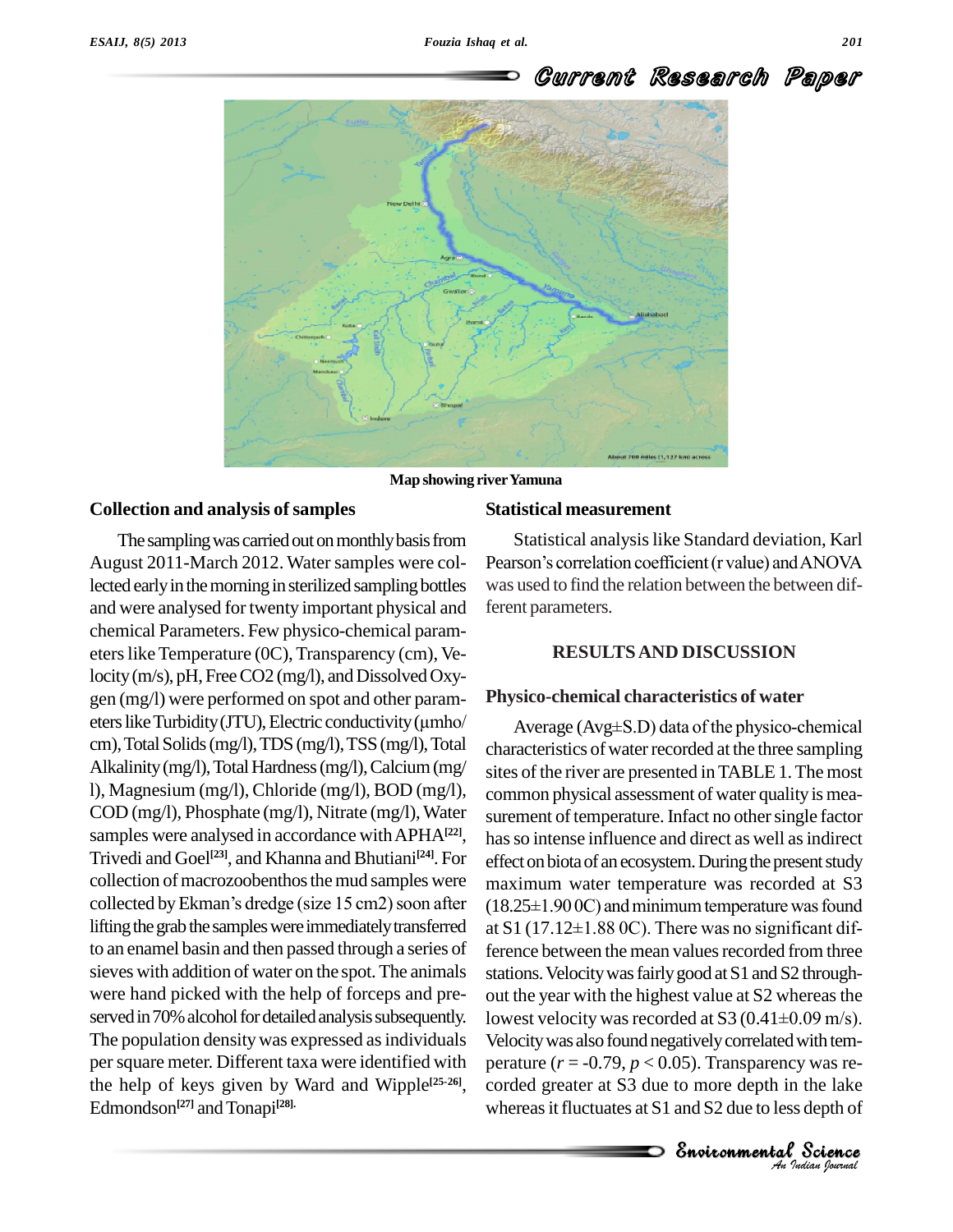Map showing river Yamuna

## Collection and analysis of samples

The sampling was carried out on monthly basis from August 2011-March 2012. Water samples were collected early in the morning in sterilized sampling bottles and were analysed for twenty important physical and chemical Parameters. Few physico-chemical parameters like Temperature (0C), Transparency (cm), Velocity (m/s), pH, Free CO2 (mg/l), and Dissolved Oxygen (mg/l) were performed on spot and other parameters like Turbidity (JTU), Electric conductivity (μmho/cm), Total Solids (mg/l), TDS (mg/l), TSS (mg/l), Total Alkalinity (mg/l), Total Hardness (mg/l), Calcium (mg/l), Magnesium (mg/l), Chloride (mg/l), BOD (mg/l), COD (mg/l), Phosphate (mg/l), Nitrate (mg/l), Water samples were analysed in accordance with APHA[22], Trivedi and Goel[23], and Khanna and Bhutiani[24]. For collection of macrozoobenthos the mud samples were collected by Ekman's dredge (size 15 cm2) soon after lifting the grab the samples were immediately transferred to an enamel basin and then passed through a series of sieves with addition of water on the spot. The animals were hand picked with the help of forceps and preserved in 70% alcohol for detailed analysis subsequently. The population density was expressed as individuals per square meter. Different taxa were identified with the help of keys given by Ward and Wipple[25-26], Edmondson[27] and Tonapi[28].

## Statistical measurement

Statistical analysis like Standard deviation, Karl Pearson's correlation coefficient (r value) and ANOVA was used to find the relation between the between different parameters.

## RESULTS AND DISCUSSION

### Physico-chemical characteristics of water

Average (Avg±S.D) data of the physico-chemical characteristics of water recorded at the three sampling sites of the river are presented in TABLE 1. The most common physical assessment of water quality is measurement of temperature. Infact no other single factor has so intense influence and direct as well as indirect effect on biota of an ecosystem. During the present study maximum water temperature was recorded at S3 (18.25±1.90 0C) and minimum temperature was found at S1 (17.12±1.88 0C). There was no significant difference between the mean values recorded from three stations. Velocity was fairly good at S1 and S2 throughout the year with the highest value at S2 whereas the lowest velocity was recorded at S3 (0.41±0.09 m/s). Velocity was also found negatively correlated with temperature ($r$ = -0.79, $p < 0.05$). Transparency was recorded greater at S3 due to more depth in the lake whereas it fluctuates at S1 and S2 due to less depth of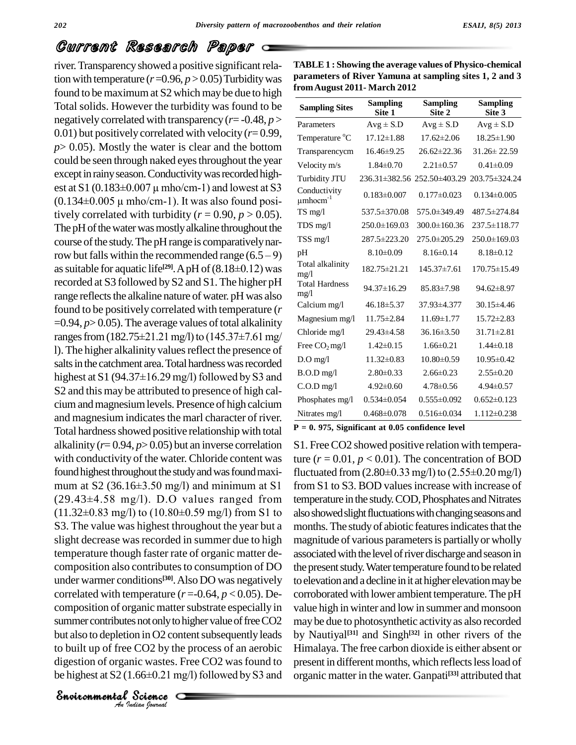river. Transparency showed a positive significant relation with temperature ($r$ =0.96, $p$ > 0.05) Turbidity was found to be maximum at S2 which may be due to high Total solids. However the turbidity was found to be negatively correlated with transparency ($r$= -0.48, $p$ > 0.01) but positively correlated with velocity ($r$= 0.99, $p$> 0.05). Mostly the water is clear and the bottom could be seen through naked eyes throughout the year except in rainy season. Conductivity was recorded highest at S1 (0.183±0.007 µ mho/cm-1) and lowest at S3 (0.134±0.005 µ mho/cm-1). It was also found positively correlated with turbidity ($r$ = 0.90, $p$ > 0.05). The pH of the water was mostly alkaline throughout the course of the study. The pH range is comparatively narrow but falls within the recommended range (6.5 – 9) as suitable for aquatic life[29]. A pH of (8.18±0.12) was recorded at S3 followed by S2 and S1. The higher pH range reflects the alkaline nature of water. pH was also found to be positively correlated with temperature ($r$ =0.94, $p$> 0.05). The average values of total alkalinity ranges from (182.75±21.21 mg/l) to (145.37±7.61 mg/l). The higher alkalinity values reflect the presence of salts in the catchment area. Total hardness was recorded highest at S1 (94.37±16.29 mg/l) followed by S3 and S2 and this may be attributed to presence of high calcium and magnesium levels. Presence of high calcium and magnesium indicates the marl character of river. Total hardness showed positive relationship with total alkalinity ($r$= 0.94, $p$> 0.05) but an inverse correlation with conductivity of the water. Chloride content was found highest throughout the study and was found maximum at S2 (36.16±3.50 mg/l) and minimum at S1 (29.43±4.58 mg/l). D.O values ranged from (11.32±0.83 mg/l) to (10.80±0.59 mg/l) from S1 to S3. The value was highest throughout the year but a slight decrease was recorded in summer due to high temperature though faster rate of organic matter decomposition also contributes to consumption of DO under warmer conditions[30]. Also DO was negatively correlated with temperature ($r$ =-0.64, $p$ < 0.05). Decomposition of organic matter substrate especially in summer contributes not only to higher value of free $CO_2$ but also to depletion in $O_2$ content subsequently leads to built up of free $CO_2$ by the process of an aerobic digestion of organic wastes. Free $CO_2$ was found to be highest at S2 (1.66±0.21 mg/l) followed by S3 and S1. Free $CO_2$ showed positive relation with temperature ($r$ = 0.01, $p$ < 0.01). The concentration of BOD fluctuated from (2.80±0.33 mg/l) to (2.55±0.20 mg/l) from S1 to S3. BOD values increase with increase of temperature in the study. COD, Phosphates and Nitrates also showed slight fluctuations with changing seasons and months. The study of abiotic features indicates that the magnitude of various parameters is partially or wholly associated with the level of river discharge and season in the present study. Water temperature found to be related to elevation and a decline in it at higher elevation may be corroborated with lower ambient temperature. The pH value high in winter and low in summer and monsoon may be due to photosynthetic activity as also recorded by Nautiyal[31] and Singh[32] in other rivers of the Himalaya. The free carbon dioxide is either absent or present in different months, which reflects less load of organic matter in the water. Ganpati[33] attributed that

**TABLE 1 : Showing the average values of Physico-chemical parameters of River Yamuna at sampling sites 1, 2 and 3 from August 2011- March 2012**

| Sampling Sites | Sampling Site 1 | Sampling Site 2 | Sampling Site 3 |
|---|---|---|---|
| Parameters | Avg ± S.D | Avg ± S.D | Avg ± S.D |
| Temperature °C | 17.12±1.88 | 17.62±2.06 | 18.25±1.90 |
| Transparencycm | 16.46±9.25 | 26.62±22.36 | 31.26± 22.59 |
| Velocity m/s | 1.84±0.70 | 2.21±0.57 | 0.41±0.09 |
| Turbidity JTU | 236.31±382.56 | 252.50±403.29 | 203.75±324.24 |
| Conductivity $\mu mhocm^{-1}$ | 0.183±0.007 | 0.177±0.023 | 0.134±0.005 |
| TS mg/l | 537.5±370.08 | 575.0±349.49 | 487.5±274.84 |
| TDS mg/l | 250.0±169.03 | 300.0±160.36 | 237.5±118.77 |
| TSS mg/l | 287.5±223.20 | 275.0±205.29 | 250.0±169.03 |
| pH | 8.10±0.09 | 8.16±0.14 | 8.18±0.12 |
| Total alkalinity mg/l | 182.75±21.21 | 145.37±7.61 | 170.75±15.49 |
| Total Hardness mg/l | 94.37±16.29 | 85.83±7.98 | 94.62±8.97 |
| Calcium mg/l | 46.18±5.37 | 37.93±4.377 | 30.15±4.46 |
| Magnesium mg/l | 11.75±2.84 | 11.69±1.77 | 15.72±2.83 |
| Chloride mg/l | 29.43±4.58 | 36.16±3.50 | 31.71±2.81 |
| Free $CO_2$ mg/l | 1.42±0.15 | 1.66±0.21 | 1.44±0.18 |
| D.O mg/l | 11.32±0.83 | 10.80±0.59 | 10.95±0.42 |
| B.O.D mg/l | 2.80±0.33 | 2.66±0.23 | 2.55±0.20 |
| C.O.D mg/l | 4.92±0.60 | 4.78±0.56 | 4.94±0.57 |
| Phosphates mg/l | 0.534±0.054 | 0.555±0.092 | 0.652±0.123 |
| Nitrates mg/l | 0.468±0.078 | 0.516±0.034 | 1.112±0.238 |

**P = 0. 975, Significant at 0.05 confidence level**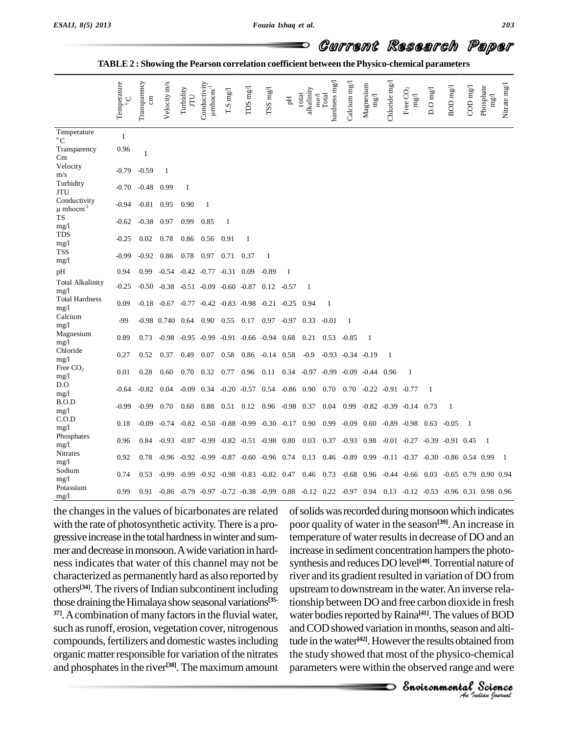TABLE 2 : Showing the Pearson correlation coefficient between the Physico-chemical parameters

| | Temperature °C | Transparency cm | Velocity m/s | Turbidity JTU | Conductivity µmhocm$^{-1}$ | T.S mg/l | TDS mg/l | TSS mg/l | pH | Total alkalinity mg/l | Total hardness mg/l | Calcium mg/l | Magnesium mg/l | Chloride mg/l | Free $CO_2$ mg/l | D.O mg/l | BOD mg/l | COD mg/l | Phosphate mg/l | Nitrate mg/l |
|---|---|---|---|---|---|---|---|---|---|---|---|---|---|---|---|---|---|---|---|---|
| Temperature °C | 1 | | | | | | | | | | | | | | | | | | | |
| Transparency Cm | 0.96 | 1 | | | | | | | | | | | | | | | | | | |
| Velocity m/s | -0.79 | -0.59 | 1 | | | | | | | | | | | | | | | | | |
| Turbidity JTU | -0.70 | -0.48 | 0.99 | 1 | | | | | | | | | | | | | | | | |
| Conductivity µ mhocm$^{-1}$ | -0.94 | -0.81 | 0.95 | 0.90 | 1 | | | | | | | | | | | | | | | |
| TS mg/l | -0.62 | -0.38 | 0.97 | 0.99 | 0.85 | 1 | | | | | | | | | | | | | | |
| TDS mg/l | -0.25 | 0.02 | 0.78 | 0.86 | 0.56 | 0.91 | 1 | | | | | | | | | | | | | |
| TSS mg/l | -0.99 | -0.92 | 0.86 | 0.78 | 0.97 | 0.71 | 0.37 | 1 | | | | | | | | | | | | |
| pH | 0.94 | 0.99 | -0.54 | -0.42 | -0.77 | -0.31 | 0.09 | -0.89 | 1 | | | | | | | | | | | |
| Total Alkalinity mg/l | -0.25 | -0.50 | -0.38 | -0.51 | -0.09 | -0.60 | -0.87 | 0.12 | -0.57 | 1 | | | | | | | | | | |
| Total Hardness mg/l | 0.09 | -0.18 | -0.67 | -0.77 | -0.42 | -0.83 | -0.98 | -0.21 | -0.25 | 0.94 | 1 | | | | | | | | | |
| Calcium mg/l | -99 | -0.98 | 0.740 | 0.64 | 0.90 | 0.55 | 0.17 | 0.97 | -0.97 | 0.33 | -0.01 | 1 | | | | | | | | |
| Magnesium mg/l | 0.89 | 0.73 | -0.98 | -0.95 | -0.99 | -0.91 | -0.66 | -0.94 | 0.68 | 0.21 | 0.53 | -0.85 | 1 | | | | | | | |
| Chloride mg/l | 0.27 | 0.52 | 0.37 | 0.49 | 0.07 | 0.58 | 0.86 | -0.14 | 0.58 | -0.9 | -0.93 | -0.34 | -0.19 | 1 | | | | | | |
| Free $CO_2$ mg/l | 0.01 | 0.28 | 0.60 | 0.70 | 0.32 | 0.77 | 0.96 | 0.11 | 0.34 | -0.97 | -0.99 | -0.09 | -0.44 | 0.96 | 1 | | | | | |
| D.O mg/l | -0.64 | -0.82 | 0.04 | -0.09 | 0.34 | -0.20 | -0.57 | 0.54 | -0.86 | 0.90 | 0.70 | 0.70 | -0.22 | -0.91 | -0.77 | 1 | | | | |
| B.O.D mg/l | -0.99 | -0.99 | 0.70 | 0.60 | 0.88 | 0.51 | 0.12 | 0.96 | -0.98 | 0.37 | 0.04 | 0.99 | -0.82 | -0.39 | -0.14 | 0.73 | 1 | | | |
| C.O.D mg/l | 0.18 | -0.09 | -0.74 | -0.82 | -0.50 | -0.88 | -0.99 | -0.30 | -0.17 | 0.90 | 0.99 | -0.09 | 0.60 | -0.89 | -0.98 | 0.63 | -0.05 | 1 | | |
| Phosphates mg/l | 0.96 | 0.84 | -0.93 | -0.87 | -0.99 | -0.82 | -0.51 | -0.98 | 0.80 | 0.03 | 0.37 | -0.93 | 0.98 | -0.01 | -0.27 | -0.39 | -0.91 | 0.45 | 1 | |
| Nitrates mg/l | 0.92 | 0.78 | -0.96 | -0.92 | -0.99 | -0.87 | -0.60 | -0.96 | 0.74 | 0.13 | 0.46 | -0.89 | 0.99 | -0.11 | -0.37 | -0.30 | -0.86 | 0.54 | 0.99 | 1 |
| Sodium mg/l | 0.74 | 0.53 | -0.99 | -0.99 | -0.92 | -0.98 | -0.83 | -0.82 | 0.47 | 0.46 | 0.73 | -0.68 | 0.96 | -0.44 | -0.66 | 0.03 | -0.65 | 0.79 | 0.90 | 0.94 |
| Potassium mg/l | 0.99 | 0.91 | -0.86 | -0.79 | -0.97 | -0.72 | -0.38 | -0.99 | 0.88 | -0.12 | 0.22 | -0.97 | 0.94 | 0.13 | -0.12 | -0.53 | -0.96 | 0.31 | 0.98 | 0.96 |

the changes in the values of bicarbonates are related with the rate of photosynthetic activity. There is a progressive increase in the total hardness in winter and summer and decrease in monsoon. A wide variation in hardness indicates that water of this channel may not be characterized as permanently hard as also reported by others[34]. The rivers of Indian subcontinent including those draining the Himalaya show seasonal variations[35-37]. A combination of many factors in the fluvial water, such as runoff, erosion, vegetation cover, nitrogenous compounds, fertilizers and domestic wastes including organic matter responsible for variation of the nitrates and phosphates in the river[38]. The maximum amount of solids was recorded during monsoon which indicates poor quality of water in the season[39]. An increase in temperature of water results in decrease of DO and an increase in sediment concentration hampers the photosynthesis and reduces DO level[40]. Torrential nature of river and its gradient resulted in variation of DO from upstream to downstream in the water. An inverse relationship between DO and free carbon dioxide in fresh water bodies reported by Raina[41]. The values of BOD and COD showed variation in months, season and altitude in the water[42]. However the results obtained from the study showed that most of the physico-chemical parameters were within the observed range and were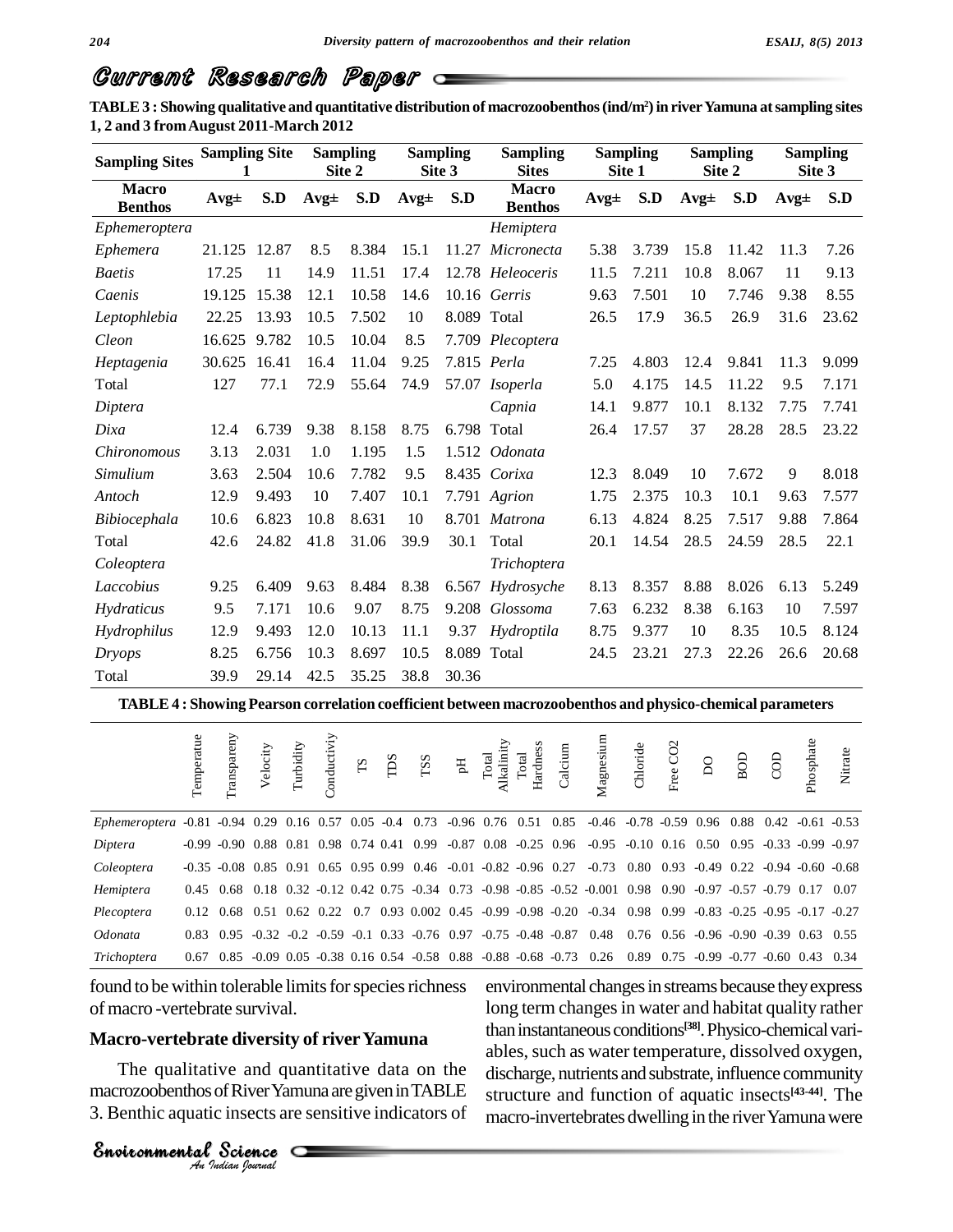# Current Research Paper

**TABLE 3 : Showing qualitative and quantitative distribution of macrozoobenthos (ind/m$^2$) in river Yamuna at sampling sites 1, 2 and 3 from August 2011-March 2012**

| Sampling Sites | Sampling Site 1 | | Sampling Site 2 | | Sampling Site 3 | | Sampling Sites | Sampling Site 1 | | Sampling Site 2 | | Sampling Site 3 | |
|---|---|---|---|---|---|---|---|---|---|---|---|---|---|
| **Macro Benthos** | **Avg±** | **S.D** | **Avg±** | **S.D** | **Avg±** | **S.D** | **Macro Benthos** | **Avg±** | **S.D** | **Avg±** | **S.D** | **Avg±** | **S.D** |
| *Ephemeroptera* | | | | | | | *Hemiptera* | | | | | | |
| *Ephemera* | 21.125 | 12.87 | 8.5 | 8.384 | 15.1 | 11.27 | *Micronecta* | 5.38 | 3.739 | 15.8 | 11.42 | 11.3 | 7.26 |
| *Baetis* | 17.25 | 11 | 14.9 | 11.51 | 17.4 | 12.78 | *Heleoceris* | 11.5 | 7.211 | 10.8 | 8.067 | 11 | 9.13 |
| *Caenis* | 19.125 | 15.38 | 12.1 | 10.58 | 14.6 | 10.16 | *Gerris* | 9.63 | 7.501 | 10 | 7.746 | 9.38 | 8.55 |
| *Leptophlebia* | 22.25 | 13.93 | 10.5 | 7.502 | 10 | 8.089 | Total | 26.5 | 17.9 | 36.5 | 26.9 | 31.6 | 23.62 |
| *Cleon* | 16.625 | 9.782 | 10.5 | 10.04 | 8.5 | 7.709 | *Plecoptera* | | | | | | |
| *Heptagenia* | 30.625 | 16.41 | 16.4 | 11.04 | 9.25 | 7.815 | *Perla* | 7.25 | 4.803 | 12.4 | 9.841 | 11.3 | 9.099 |
| Total | 127 | 77.1 | 72.9 | 55.64 | 74.9 | 57.07 | *Isoperla* | 5.0 | 4.175 | 14.5 | 11.22 | 9.5 | 7.171 |
| *Diptera* | | | | | | | *Capnia* | 14.1 | 9.877 | 10.1 | 8.132 | 7.75 | 7.741 |
| *Dixa* | 12.4 | 6.739 | 9.38 | 8.158 | 8.75 | 6.798 | Total | 26.4 | 17.57 | 37 | 28.28 | 28.5 | 23.22 |
| *Chironomous* | 3.13 | 2.031 | 1.0 | 1.195 | 1.5 | 1.512 | *Odonata* | | | | | | |
| *Simulium* | 3.63 | 2.504 | 10.6 | 7.782 | 9.5 | 8.435 | *Corixa* | 12.3 | 8.049 | 10 | 7.672 | 9 | 8.018 |
| *Antoch* | 12.9 | 9.493 | 10 | 7.407 | 10.1 | 7.791 | *Agrion* | 1.75 | 2.375 | 10.3 | 10.1 | 9.63 | 7.577 |
| *Bibiocephala* | 10.6 | 6.823 | 10.8 | 8.631 | 10 | 8.701 | *Matrona* | 6.13 | 4.824 | 8.25 | 7.517 | 9.88 | 7.864 |
| Total | 42.6 | 24.82 | 41.8 | 31.06 | 39.9 | 30.1 | Total | 20.1 | 14.54 | 28.5 | 24.59 | 28.5 | 22.1 |
| *Coleoptera* | | | | | | | *Trichoptera* | | | | | | |
| *Laccobius* | 9.25 | 6.409 | 9.63 | 8.484 | 8.38 | 6.567 | *Hydrosyche* | 8.13 | 8.357 | 8.88 | 8.026 | 6.13 | 5.249 |
| *Hydraticus* | 9.5 | 7.171 | 10.6 | 9.07 | 8.75 | 9.208 | *Glossoma* | 7.63 | 6.232 | 8.38 | 6.163 | 10 | 7.597 |
| *Hydrophilus* | 12.9 | 9.493 | 12.0 | 10.13 | 11.1 | 9.37 | *Hydroptila* | 8.75 | 9.377 | 10 | 8.35 | 10.5 | 8.124 |
| *Dryops* | 8.25 | 6.756 | 10.3 | 8.697 | 10.5 | 8.089 | Total | 24.5 | 23.21 | 27.3 | 22.26 | 26.6 | 20.68 |
| Total | 39.9 | 29.14 | 42.5 | 35.25 | 38.8 | 30.36 | | | | | | | |

**TABLE 4 : Showing Pearson correlation coefficient between macrozoobenthos and physico-chemical parameters**

| | Temperatue | Transpareny | Velocity | Turbidity | Conductiviy | TS | TDS | TSS | pH | Total Alkalinity | Total Hardness | Calcium | Magnesium | Chloride | Free CO2 | DO | BOD | COD | Phosphate | Nitrate |
|---|---|---|---|---|---|---|---|---|---|---|---|---|---|---|---|---|---|---|---|---|
| *Ephemeroptera* | -0.81 | -0.94 | 0.29 | 0.16 | 0.57 | 0.05 | -0.4 | 0.73 | -0.96 | 0.76 | 0.51 | 0.85 | -0.46 | -0.78 | -0.59 | 0.96 | 0.88 | 0.42 | -0.61 | -0.53 |
| *Diptera* | -0.99 | -0.90 | 0.88 | 0.81 | 0.98 | 0.74 | 0.41 | 0.99 | -0.87 | 0.08 | -0.25 | 0.96 | -0.95 | -0.10 | 0.16 | 0.50 | 0.95 | -0.33 | -0.99 | -0.97 |
| *Coleoptera* | -0.35 | -0.08 | 0.85 | 0.91 | 0.65 | 0.95 | 0.99 | 0.46 | -0.01 | -0.82 | -0.96 | 0.27 | -0.73 | 0.80 | 0.93 | -0.49 | 0.22 | -0.94 | -0.60 | -0.68 |
| *Hemiptera* | 0.45 | 0.68 | 0.18 | 0.32 | -0.12 | 0.42 | 0.75 | -0.34 | 0.73 | -0.98 | -0.85 | -0.52 | -0.001 | 0.98 | 0.90 | -0.97 | -0.57 | -0.79 | 0.17 | 0.07 |
| *Plecoptera* | 0.12 | 0.68 | 0.51 | 0.62 | 0.22 | 0.7 | 0.93 | 0.002 | 0.45 | -0.99 | -0.98 | -0.20 | -0.34 | 0.98 | 0.99 | -0.83 | -0.25 | -0.95 | -0.17 | -0.27 |
| *Odonata* | 0.83 | 0.95 | -0.32 | -0.2 | -0.59 | -0.1 | 0.33 | -0.76 | 0.97 | -0.75 | -0.48 | -0.87 | 0.48 | 0.76 | 0.56 | -0.96 | -0.90 | -0.39 | 0.63 | 0.55 |
| *Trichoptera* | 0.67 | 0.85 | -0.09 | 0.05 | -0.38 | 0.16 | 0.54 | -0.58 | 0.88 | -0.88 | -0.68 | -0.73 | 0.26 | 0.89 | 0.75 | -0.99 | -0.77 | -0.60 | 0.43 | 0.34 |

found to be within tolerable limits for species richness of macro -vertebrate survival.

## Macro-vertebrate diversity of river Yamuna

The qualitative and quantitative data on the macrozoobenthos of River Yamuna are given in TABLE 3. Benthic aquatic insects are sensitive indicators of environmental changes in streams because they express long term changes in water and habitat quality rather than instantaneous conditions[38]. Physico-chemical variables, such as water temperature, dissolved oxygen, discharge, nutrients and substrate, influence community structure and function of aquatic insects[43-44]. The macro-invertebrates dwelling in the river Yamuna were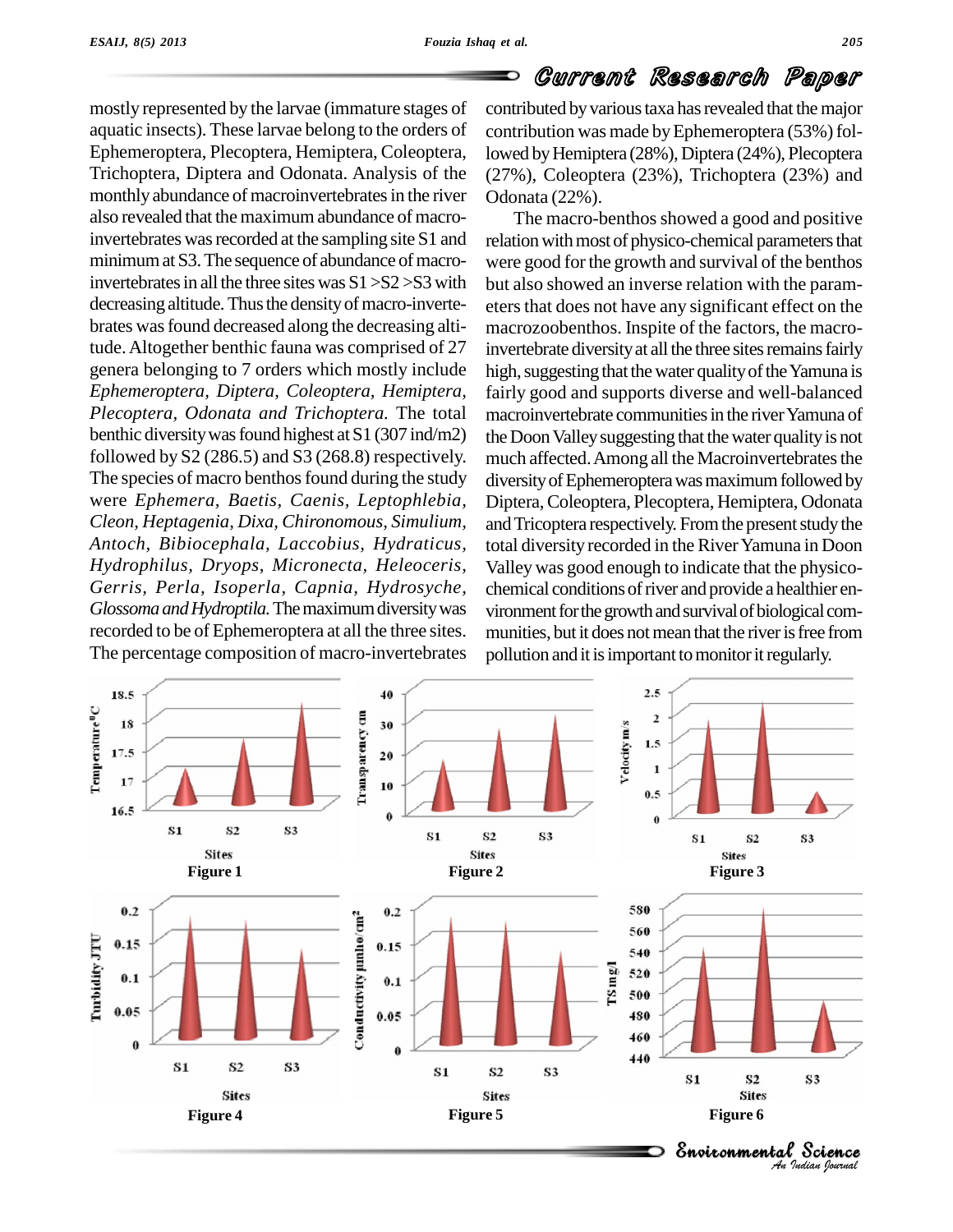mostly represented by the larvae (immature stages of aquatic insects). These larvae belong to the orders of Ephemeroptera, Plecoptera, Hemiptera, Coleoptera, Trichoptera, Diptera and Odonata. Analysis of the monthly abundance of macroinvertebrates in the river also revealed that the maximum abundance of macroinvertebrates was recorded at the sampling site S1 and minimum at S3. The sequence of abundance of macroinvertebrates in all the three sites was S1 >S2 >S3 with decreasing altitude. Thus the density of macro-invertebrates was found decreased along the decreasing altitude. Altogether benthic fauna was comprised of 27 genera belonging to 7 orders which mostly include *Ephemeroptera, Diptera, Coleoptera, Hemiptera, Plecoptera, Odonata and Trichoptera.* The total benthic diversity was found highest at S1 (307 ind/m2) followed by S2 (286.5) and S3 (268.8) respectively. The species of macro benthos found during the study were *Ephemera, Baetis, Caenis, Leptophlebia, Cleon, Heptagenia, Dixa, Chironomous, Simulium, Antoch, Bibiocephala, Laccobius, Hydraticus, Hydrophilus, Dryops, Micronecta, Heleoceris, Gerris, Perla, Isoperla, Capnia, Hydrosyche, Glossoma and Hydroptila.* The maximum diversity was recorded to be of Ephemeroptera at all the three sites. The percentage composition of macro-invertebrates contributed by various taxa has revealed that the major contribution was made by Ephemeroptera (53%) followed by Hemiptera (28%), Diptera (24%), Plecoptera (27%), Coleoptera (23%), Trichoptera (23%) and Odonata (22%).

The macro-benthos showed a good and positive relation with most of physico-chemical parameters that were good for the growth and survival of the benthos but also showed an inverse relation with the parameters that does not have any significant effect on the macrozoobenthos. Inspite of the factors, the macroinvertebrate diversity at all the three sites remains fairly high, suggesting that the water quality of the Yamuna is fairly good and supports diverse and well-balanced macroinvertebrate communities in the river Yamuna of the Doon Valley suggesting that the water quality is not much affected. Among all the Macroinvertebrates the diversity of Ephemeroptera was maximum followed by Diptera, Coleoptera, Plecoptera, Hemiptera, Odonata and Tricoptera respectively. From the present study the total diversity recorded in the River Yamuna in Doon Valley was good enough to indicate that the physicochemical conditions of river and provide a healthier environment for the growth and survival of biological communities, but it does not mean that the river is free from pollution and it is important to monitor it regularly.

Figure 1

Figure 2

Figure 3

Figure 4

Figure 5

Figure 6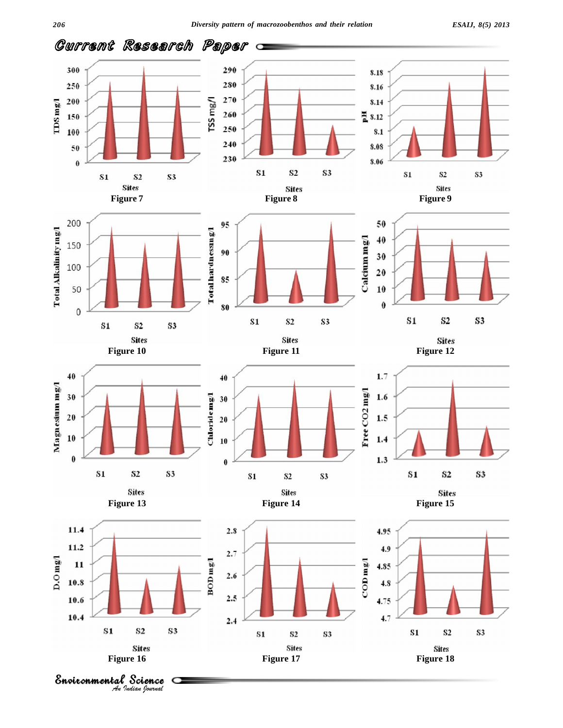Figure 7

Figure 8

Figure 9

Figure 10

Figure 11

Figure 12

Figure 13

Figure 14

Figure 15

Figure 16

Figure 17

Figure 18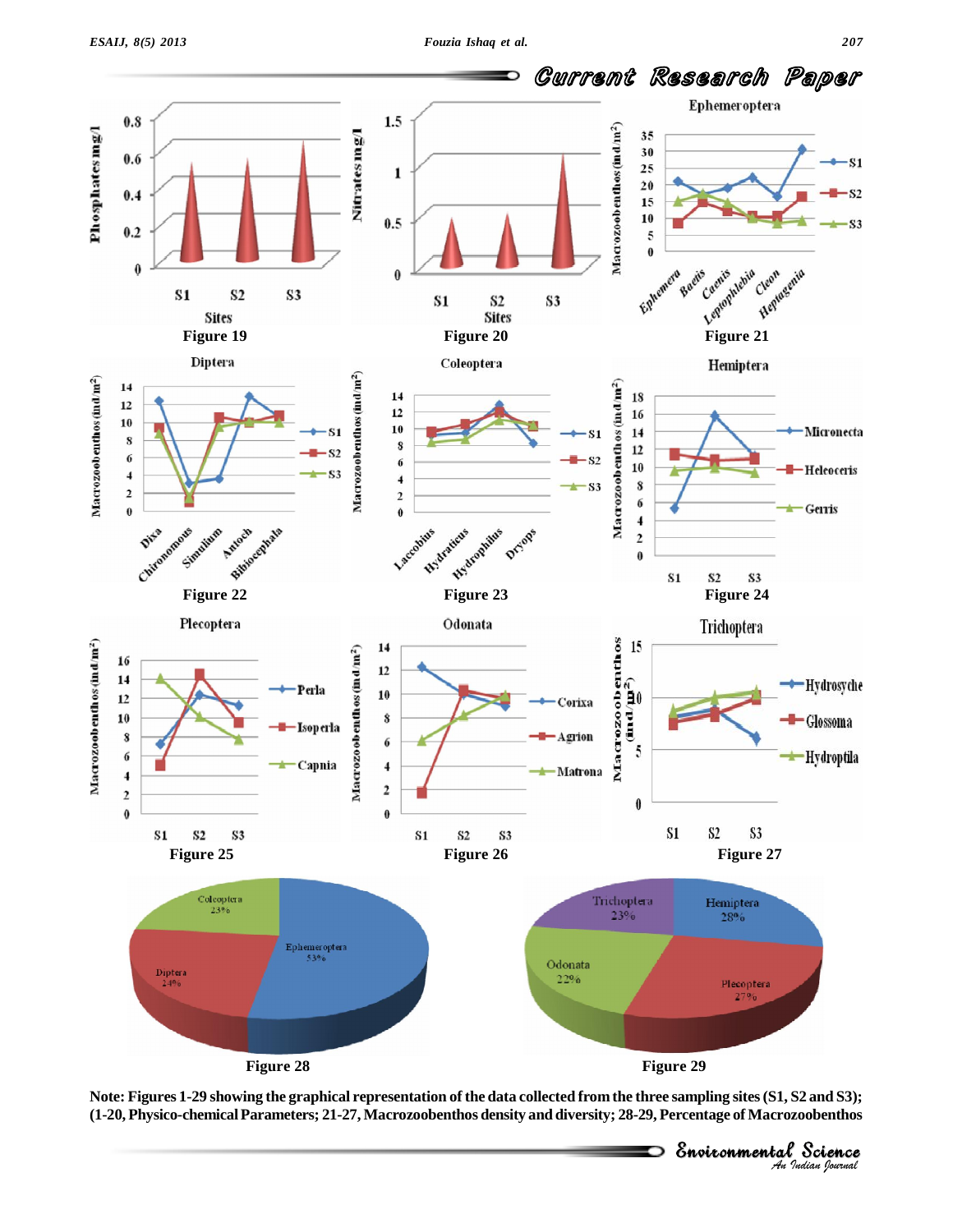Figure 19

Figure 20

Figure 21

Figure 22

Figure 23

Figure 24

Figure 25

Figure 26

Figure 27

Figure 28

Figure 29

**Note: Figures 1-29 showing the graphical representation of the data collected from the three sampling sites (S1, S2 and S3); (1-20, Physico-chemical Parameters; 21-27, Macrozoobenthos density and diversity; 28-29, Percentage of Macrozoobenthos**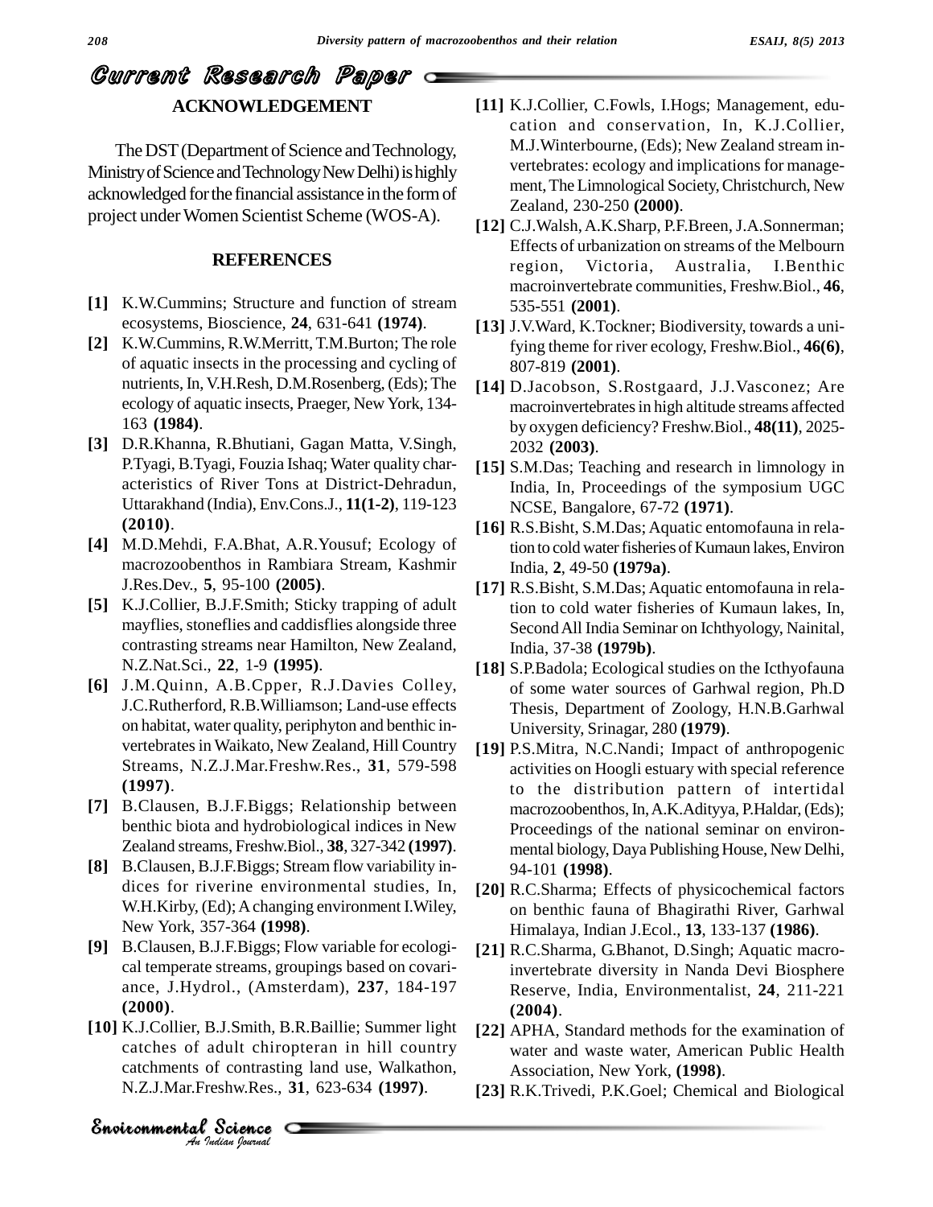## ACKNOWLEDGEMENT

The DST (Department of Science and Technology, Ministry of Science and Technology New Delhi) is highly acknowledged for the financial assistance in the form of project under Women Scientist Scheme (WOS-A).

## REFERENCES

**[1]** K.W.Cummins; Structure and function of stream ecosystems, Bioscience, **24**, 631-641 **(1974)**.

**[2]** K.W.Cummins, R.W.Merritt, T.M.Burton; The role of aquatic insects in the processing and cycling of nutrients, In, V.H.Resh, D.M.Rosenberg, (Eds); The ecology of aquatic insects, Praeger, New York, 134-163 **(1984)**.

**[3]** D.R.Khanna, R.Bhutiani, Gagan Matta, V.Singh, P.Tyagi, B.Tyagi, Fouzia Ishaq; Water quality characteristics of River Tons at District-Dehradun, Uttarakhand (India), Env.Cons.J., **11(1-2)**, 119-123 **(2010)**.

**[4]** M.D.Mehdi, F.A.Bhat, A.R.Yousuf; Ecology of macrozoobenthos in Rambiara Stream, Kashmir J.Res.Dev., **5**, 95-100 **(2005)**.

**[5]** K.J.Collier, B.J.F.Smith; Sticky trapping of adult mayflies, stoneflies and caddisflies alongside three contrasting streams near Hamilton, New Zealand, N.Z.Nat.Sci., **22**, 1-9 **(1995)**.

**[6]** J.M.Quinn, A.B.Cpper, R.J.Davies Colley, J.C.Rutherford, R.B.Williamson; Land-use effects on habitat, water quality, periphyton and benthic invertebrates in Waikato, New Zealand, Hill Country Streams, N.Z.J.Mar.Freshw.Res., **31**, 579-598 **(1997)**.

**[7]** B.Clausen, B.J.F.Biggs; Relationship between benthic biota and hydrobiological indices in New Zealand streams, Freshw.Biol., **38**, 327-342 **(1997)**.

**[8]** B.Clausen, B.J.F.Biggs; Stream flow variability indices for riverine environmental studies, In, W.H.Kirby, (Ed); A changing environment I.Wiley, New York, 357-364 **(1998)**.

**[9]** B.Clausen, B.J.F.Biggs; Flow variable for ecological temperate streams, groupings based on covariance, J.Hydrol., (Amsterdam), **237**, 184-197 **(2000)**.

**[10]** K.J.Collier, B.J.Smith, B.R.Baillie; Summer light catches of adult chiropteran in hill country catchments of contrasting land use, Walkathon, N.Z.J.Mar.Freshw.Res., **31**, 623-634 **(1997)**.

**[11]** K.J.Collier, C.Fowls, I.Hogs; Management, education and conservation, In, K.J.Collier, M.J.Winterbourne, (Eds); New Zealand stream invertebrates: ecology and implications for management, The Limnological Society, Christchurch, New Zealand, 230-250 **(2000)**.

**[12]** C.J.Walsh, A.K.Sharp, P.F.Breen, J.A.Sonnerman; Effects of urbanization on streams of the Melbourn region, Victoria, Australia, I.Benthic macroinvertebrate communities, Freshw.Biol., **46**, 535-551 **(2001)**.

**[13]** J.V.Ward, K.Tockner; Biodiversity, towards a unifying theme for river ecology, Freshw.Biol., **46(6)**, 807-819 **(2001)**.

**[14]** D.Jacobson, S.Rostgaard, J.J.Vasconez; Are macroinvertebrates in high altitude streams affected by oxygen deficiency? Freshw.Biol., **48(11)**, 2025-2032 **(2003)**.

**[15]** S.M.Das; Teaching and research in limnology in India, In, Proceedings of the symposium UGC NCSE, Bangalore, 67-72 **(1971)**.

**[16]** R.S.Bisht, S.M.Das; Aquatic entomofauna in relation to cold water fisheries of Kumaun lakes, Environ India, **2**, 49-50 **(1979a)**.

**[17]** R.S.Bisht, S.M.Das; Aquatic entomofauna in relation to cold water fisheries of Kumaun lakes, In, Second All India Seminar on Ichthyology, Nainital, India, 37-38 **(1979b)**.

**[18]** S.P.Badola; Ecological studies on the Icthyofauna of some water sources of Garhwal region, Ph.D Thesis, Department of Zoology, H.N.B.Garhwal University, Srinagar, 280 **(1979)**.

**[19]** P.S.Mitra, N.C.Nandi; Impact of anthropogenic activities on Hoogli estuary with special reference to the distribution pattern of intertidal macrozoobenthos, In, A.K.Adityya, P.Haldar, (Eds); Proceedings of the national seminar on environmental biology, Daya Publishing House, New Delhi, 94-101 **(1998)**.

**[20]** R.C.Sharma; Effects of physicochemical factors on benthic fauna of Bhagirathi River, Garhwal Himalaya, Indian J.Ecol., **13**, 133-137 **(1986)**.

**[21]** R.C.Sharma, G.Bhanot, D.Singh; Aquatic macroinvertebrate diversity in Nanda Devi Biosphere Reserve, India, Environmentalist, **24**, 211-221 **(2004)**.

**[22]** APHA, Standard methods for the examination of water and waste water, American Public Health Association, New York, **(1998)**.

**[23]** R.K.Trivedi, P.K.Goel; Chemical and Biological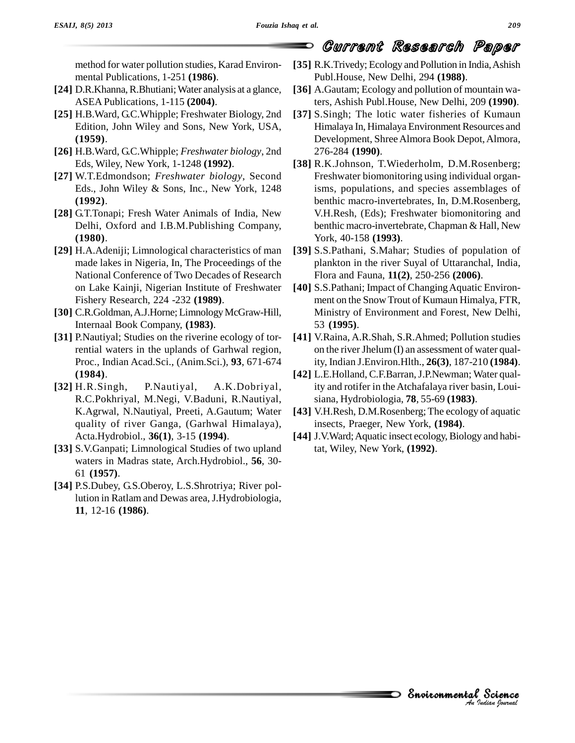method for water pollution studies, Karad Environmental Publications, 1-251 **(1986)**.

**[24]** D.R.Khanna, R.Bhutiani; Water analysis at a glance, ASEA Publications, 1-115 **(2004)**.

**[25]** H.B.Ward, G.C.Whipple; Freshwater Biology, 2nd Edition, John Wiley and Sons, New York, USA, **(1959)**.

**[26]** H.B.Ward, G.C.Whipple; *Freshwater biology*, 2nd Eds, Wiley, New York, 1-1248 **(1992)**.

**[27]** W.T.Edmondson; *Freshwater biology*, Second Eds., John Wiley & Sons, Inc., New York, 1248 **(1992)**.

**[28]** G.T.Tonapi; Fresh Water Animals of India, New Delhi, Oxford and I.B.M.Publishing Company, **(1980)**.

**[29]** H.A.Adeniji; Limnological characteristics of man made lakes in Nigeria, In, The Proceedings of the National Conference of Two Decades of Research on Lake Kainji, Nigerian Institute of Freshwater Fishery Research, 224 -232 **(1989)**.

**[30]** C.R.Goldman, A.J.Horne; Limnology McGraw-Hill, Internaal Book Company, **(1983)**.

**[31]** P.Nautiyal; Studies on the riverine ecology of torrential waters in the uplands of Garhwal region, Proc., Indian Acad.Sci., (Anim.Sci.), **93**, 671-674 **(1984)**.

**[32]** H.R.Singh, P.Nautiyal, A.K.Dobriyal, R.C.Pokhriyal, M.Negi, V.Baduni, R.Nautiyal, K.Agrwal, N.Nautiyal, Preeti, A.Gautum; Water quality of river Ganga, (Garhwal Himalaya), Acta.Hydrobiol., **36(1)**, 3-15 **(1994)**.

**[33]** S.V.Ganpati; Limnological Studies of two upland waters in Madras state, Arch.Hydrobiol., **56**, 30-61 **(1957)**.

**[34]** P.S.Dubey, G.S.Oberoy, L.S.Shrotriya; River pollution in Ratlam and Dewas area, J.Hydrobiologia, **11**, 12-16 **(1986)**.

**[35]** R.K.Trivedy; Ecology and Pollution in India, Ashish Publ.House, New Delhi, 294 **(1988)**.

**[36]** A.Gautam; Ecology and pollution of mountain waters, Ashish Publ.House, New Delhi, 209 **(1990)**.

**[37]** S.Singh; The lotic water fisheries of Kumaun Himalaya In, Himalaya Environment Resources and Development, Shree Almora Book Depot, Almora, 276-284 **(1990)**.

**[38]** R.K.Johnson, T.Wiederholm, D.M.Rosenberg; Freshwater biomonitoring using individual organisms, populations, and species assemblages of benthic macro-invertebrates, In, D.M.Rosenberg, V.H.Resh, (Eds); Freshwater biomonitoring and benthic macro-invertebrate, Chapman & Hall, New York, 40-158 **(1993)**.

**[39]** S.S.Pathani, S.Mahar; Studies of population of plankton in the river Suyal of Uttaranchal, India, Flora and Fauna, **11(2)**, 250-256 **(2006)**.

**[40]** S.S.Pathani; Impact of Changing Aquatic Environment on the Snow Trout of Kumaun Himalya, FTR, Ministry of Environment and Forest, New Delhi, 53 **(1995)**.

**[41]** V.Raina, A.R.Shah, S.R.Ahmed; Pollution studies on the river Jhelum (I) an assessment of water quality, Indian J.Environ.Hlth., **26(3)**, 187-210 **(1984)**.

**[42]** L.E.Holland, C.F.Barran, J.P.Newman; Water quality and rotifer in the Atchafalaya river basin, Louisiana, Hydrobiologia, **78**, 55-69 **(1983)**.

**[43]** V.H.Resh, D.M.Rosenberg; The ecology of aquatic insects, Praeger, New York, **(1984)**.

**[44]** J.V.Ward; Aquatic insect ecology, Biology and habitat, Wiley, New York, **(1992)**.